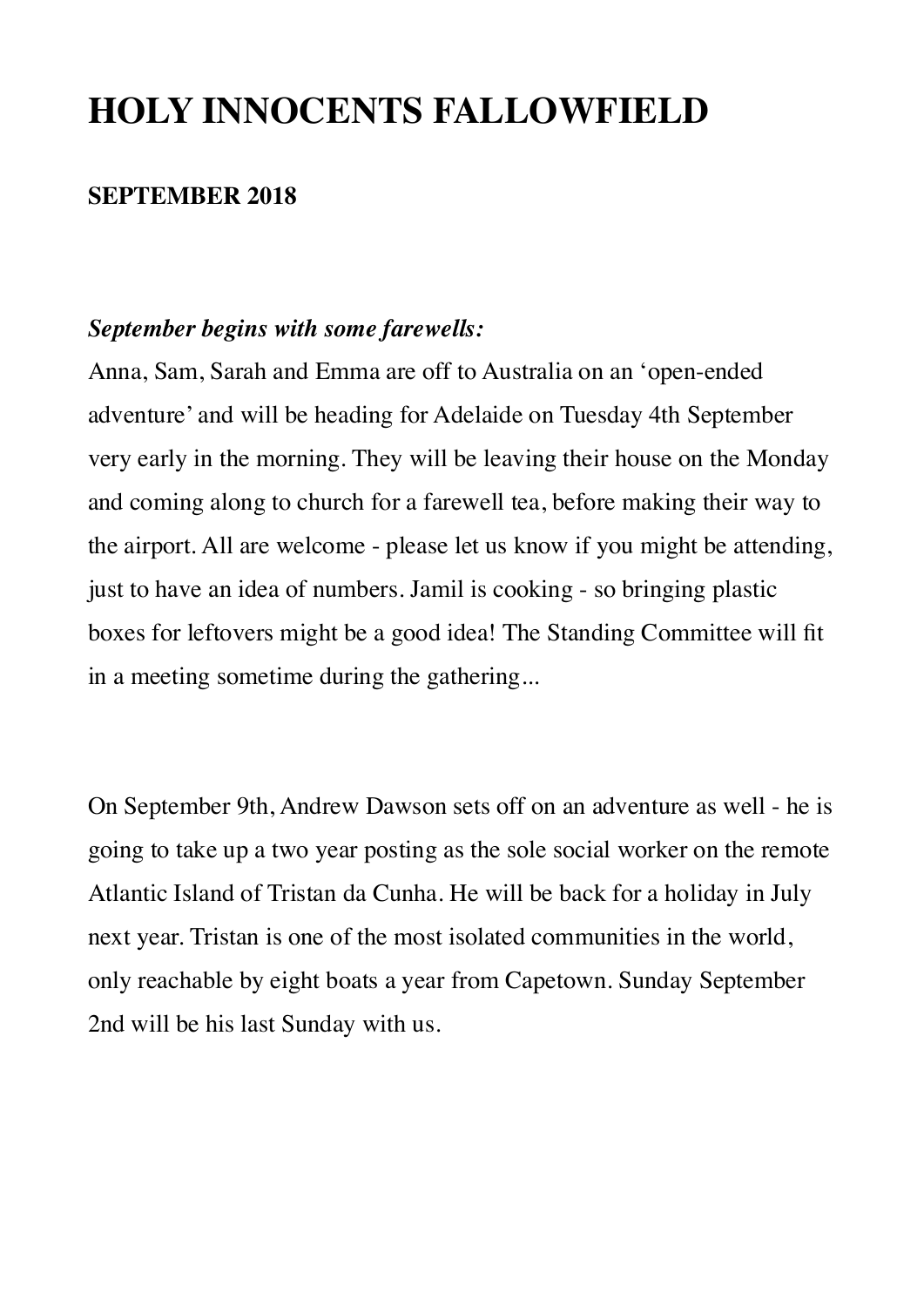# HOLY INNOCENTS FALLOWFIELD

**SEPTEMBER 2018**

***September begins with some farewells:***

Anna, Sam, Sarah and Emma are off to Australia on an 'open-ended adventure' and will be heading for Adelaide on Tuesday 4th September very early in the morning. They will be leaving their house on the Monday and coming along to church for a farewell tea, before making their way to the airport. All are welcome - please let us know if you might be attending, just to have an idea of numbers. Jamil is cooking - so bringing plastic boxes for leftovers might be a good idea! The Standing Committee will fit in a meeting sometime during the gathering...

On September 9th, Andrew Dawson sets off on an adventure as well - he is going to take up a two year posting as the sole social worker on the remote Atlantic Island of Tristan da Cunha. He will be back for a holiday in July next year. Tristan is one of the most isolated communities in the world, only reachable by eight boats a year from Capetown. Sunday September 2nd will be his last Sunday with us.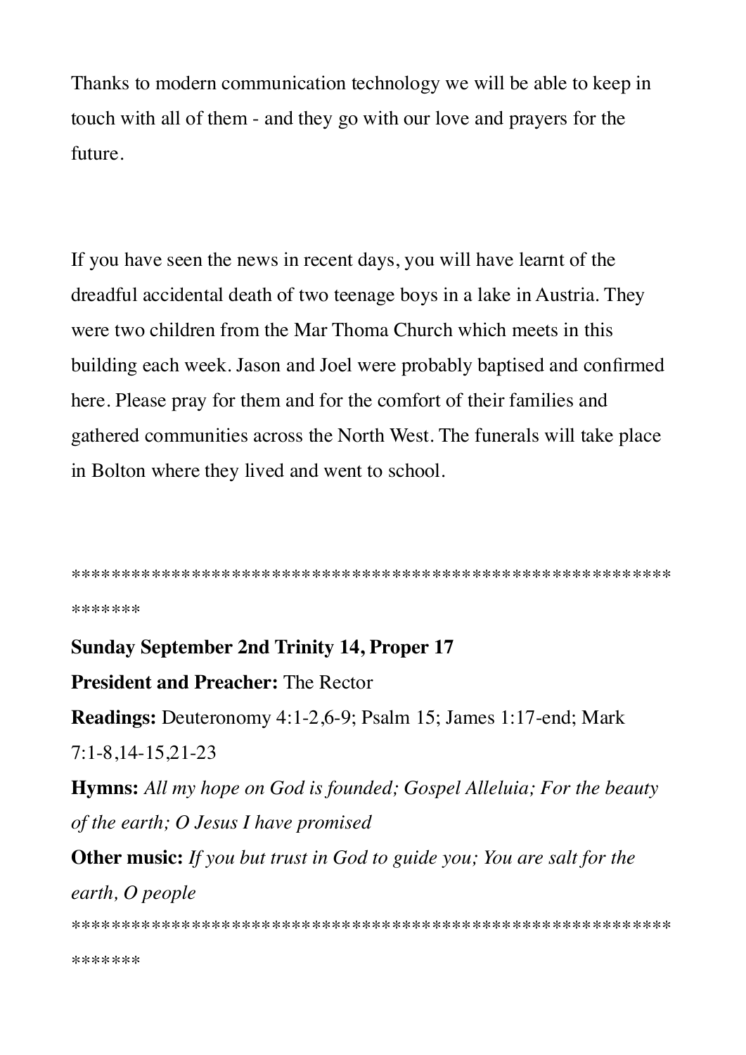Thanks to modern communication technology we will be able to keep in touch with all of them - and they go with our love and prayers for the future.

If you have seen the news in recent days, you will have learnt of the dreadful accidental death of two teenage boys in a lake in Austria. They were two children from the Mar Thoma Church which meets in this building each week. Jason and Joel were probably baptised and confirmed here. Please pray for them and for the comfort of their families and gathered communities across the North West. The funerals will take place in Bolton where they lived and went to school.

****************************************************************

**Sunday September 2nd Trinity 14, Proper 17**

**President and Preacher:** The Rector

**Readings:** Deuteronomy 4:1-2,6-9; Psalm 15; James 1:17-end; Mark 7:1-8,14-15,21-23

**Hymns:** *All my hope on God is founded; Gospel Alleluia; For the beauty of the earth; O Jesus I have promised*

**Other music:** *If you but trust in God to guide you; You are salt for the earth, O people*

****************************************************************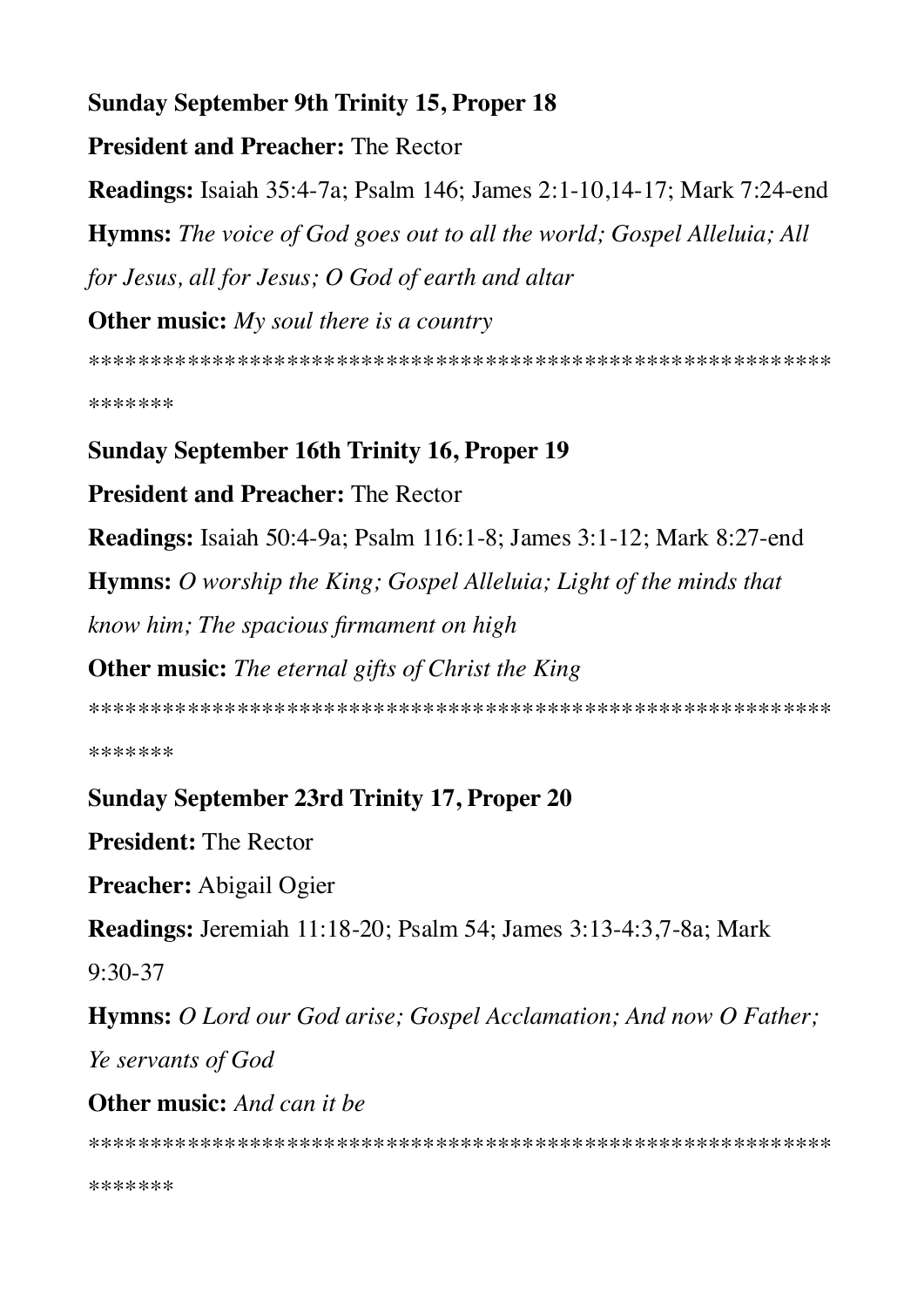**Sunday September 9th Trinity 15, Proper 18**

**President and Preacher:** The Rector

**Readings:** Isaiah 35:4-7a; Psalm 146; James 2:1-10,14-17; Mark 7:24-end

**Hymns:** *The voice of God goes out to all the world; Gospel Alleluia; All for Jesus, all for Jesus; O God of earth and altar*

**Other music:** *My soul there is a country*

****************************************************************

**Sunday September 16th Trinity 16, Proper 19**

**President and Preacher:** The Rector

**Readings:** Isaiah 50:4-9a; Psalm 116:1-8; James 3:1-12; Mark 8:27-end

**Hymns:** *O worship the King; Gospel Alleluia; Light of the minds that know him; The spacious firmament on high*

**Other music:** *The eternal gifts of Christ the King*

****************************************************************

**Sunday September 23rd Trinity 17, Proper 20**

**President:** The Rector

**Preacher:** Abigail Ogier

**Readings:** Jeremiah 11:18-20; Psalm 54; James 3:13-4:3,7-8a; Mark 9:30-37

**Hymns:** *O Lord our God arise; Gospel Acclamation; And now O Father; Ye servants of God*

**Other music:** *And can it be*

****************************************************************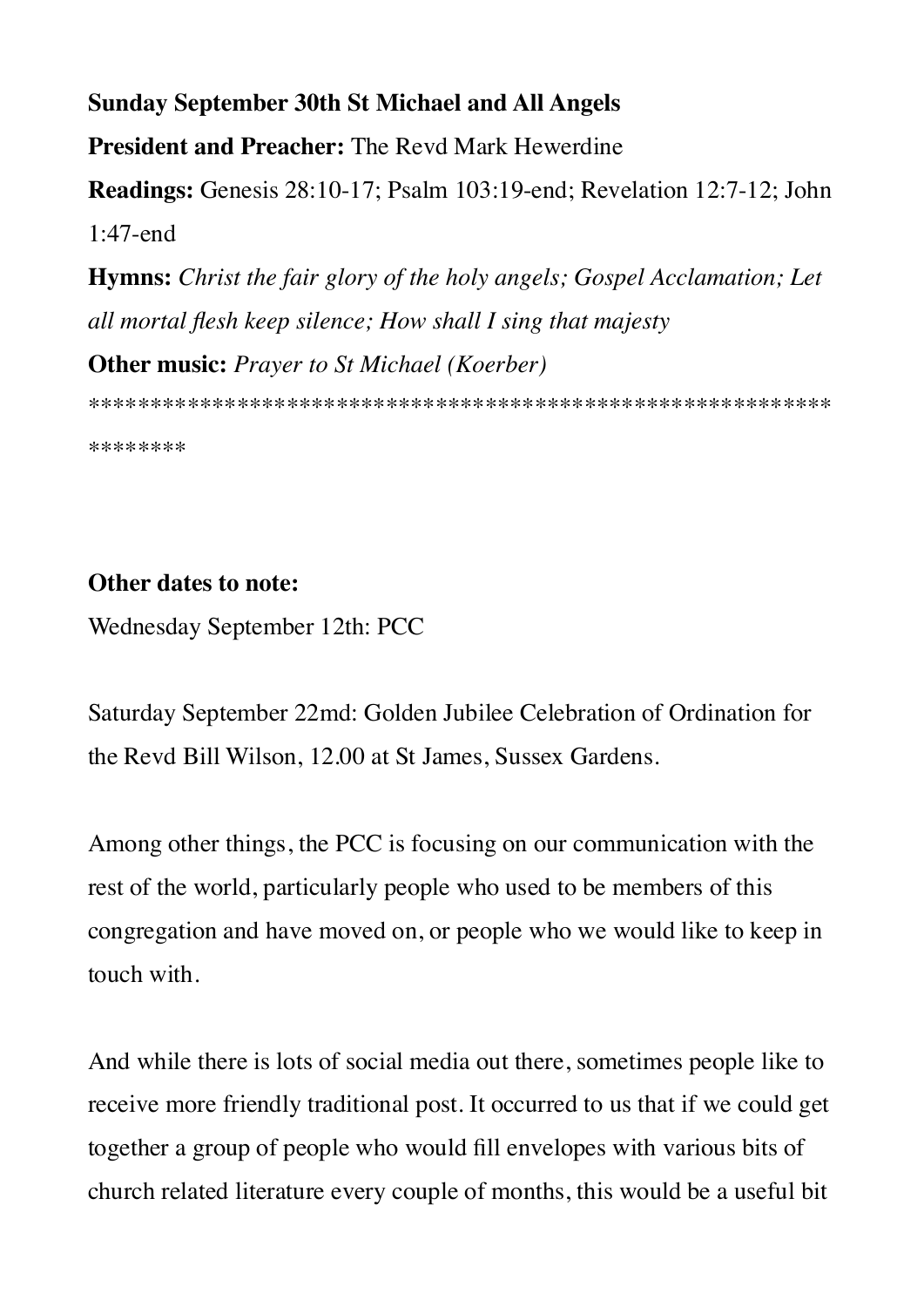**Sunday September 30th St Michael and All Angels**

**President and Preacher:** The Revd Mark Hewerdine

**Readings:** Genesis 28:10-17; Psalm 103:19-end; Revelation 12:7-12; John 1:47-end

**Hymns:** *Christ the fair glory of the holy angels; Gospel Acclamation; Let all mortal flesh keep silence; How shall I sing that majesty*

**Other music:** *Prayer to St Michael (Koerber)*

****************************************************************

**Other dates to note:**

Wednesday September 12th: PCC

Saturday September 22md: Golden Jubilee Celebration of Ordination for the Revd Bill Wilson, 12.00 at St James, Sussex Gardens.

Among other things, the PCC is focusing on our communication with the rest of the world, particularly people who used to be members of this congregation and have moved on, or people who we would like to keep in touch with.

And while there is lots of social media out there, sometimes people like to receive more friendly traditional post. It occurred to us that if we could get together a group of people who would fill envelopes with various bits of church related literature every couple of months, this would be a useful bit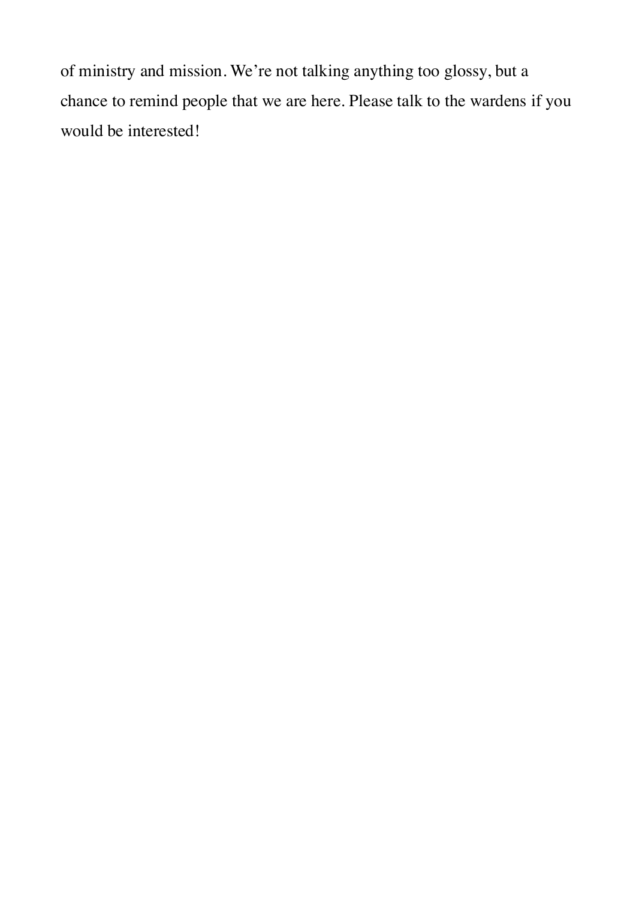of ministry and mission. We're not talking anything too glossy, but a chance to remind people that we are here. Please talk to the wardens if you would be interested!